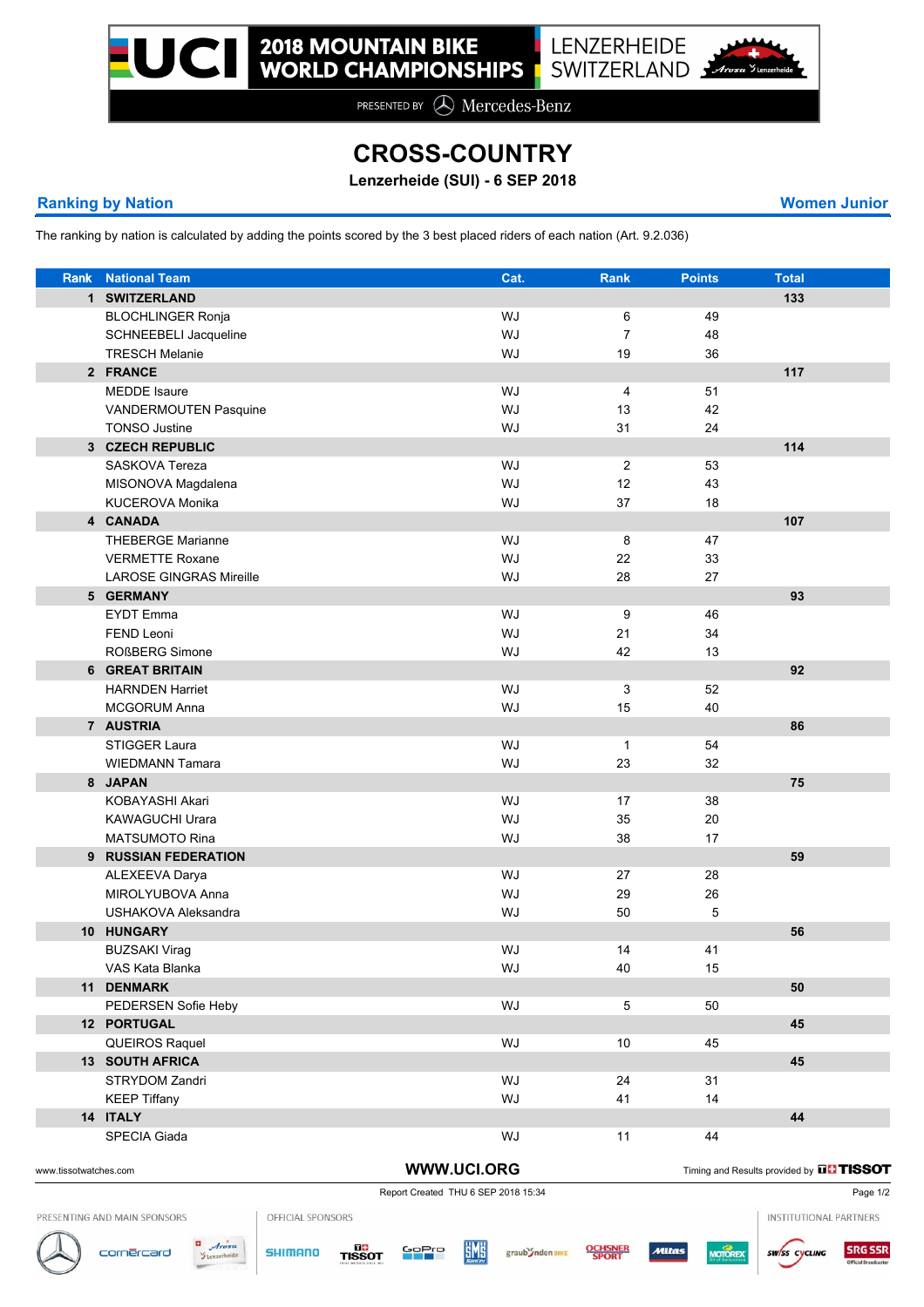2018 MOUNTAIN BIKE WORLD CHAMPIONSHIPS
LENZERHEIDE SWITZERLAND

PRESENTED BY Mercedes-Benz

# CROSS-COUNTRY

**Lenzerheide (SUI) - 6 SEP 2018**

## Ranking by Nation

## Women Junior

The ranking by nation is calculated by adding the points scored by the 3 best placed riders of each nation (Art. 9.2.036)

| Rank | National Team | Cat. | Rank | Points | Total |
|---|---|---|---|---|---|
| **1** | **SWITZERLAND** | | | | **133** |
| | BLOCHLINGER Ronja | WJ | 6 | 49 | |
| | SCHNEEBELI Jacqueline | WJ | 7 | 48 | |
| | TRESCH Melanie | WJ | 19 | 36 | |
| **2** | **FRANCE** | | | | **117** |
| | MEDDE Isaure | WJ | 4 | 51 | |
| | VANDERMOUTEN Pasquine | WJ | 13 | 42 | |
| | TONSO Justine | WJ | 31 | 24 | |
| **3** | **CZECH REPUBLIC** | | | | **114** |
| | SASKOVA Tereza | WJ | 2 | 53 | |
| | MISONOVA Magdalena | WJ | 12 | 43 | |
| | KUCEROVA Monika | WJ | 37 | 18 | |
| **4** | **CANADA** | | | | **107** |
| | THEBERGE Marianne | WJ | 8 | 47 | |
| | VERMETTE Roxane | WJ | 22 | 33 | |
| | LAROSE GINGRAS Mireille | WJ | 28 | 27 | |
| **5** | **GERMANY** | | | | **93** |
| | EYDT Emma | WJ | 9 | 46 | |
| | FEND Leoni | WJ | 21 | 34 | |
| | ROßBERG Simone | WJ | 42 | 13 | |
| **6** | **GREAT BRITAIN** | | | | **92** |
| | HARNDEN Harriet | WJ | 3 | 52 | |
| | MCGORUM Anna | WJ | 15 | 40 | |
| **7** | **AUSTRIA** | | | | **86** |
| | STIGGER Laura | WJ | 1 | 54 | |
| | WIEDMANN Tamara | WJ | 23 | 32 | |
| **8** | **JAPAN** | | | | **75** |
| | KOBAYASHI Akari | WJ | 17 | 38 | |
| | KAWAGUCHI Urara | WJ | 35 | 20 | |
| | MATSUMOTO Rina | WJ | 38 | 17 | |
| **9** | **RUSSIAN FEDERATION** | | | | **59** |
| | ALEXEEVA Darya | WJ | 27 | 28 | |
| | MIROLYUBOVA Anna | WJ | 29 | 26 | |
| | USHAKOVA Aleksandra | WJ | 50 | 5 | |
| **10** | **HUNGARY** | | | | **56** |
| | BUZSAKI Virag | WJ | 14 | 41 | |
| | VAS Kata Blanka | WJ | 40 | 15 | |
| **11** | **DENMARK** | | | | **50** |
| | PEDERSEN Sofie Heby | WJ | 5 | 50 | |
| **12** | **PORTUGAL** | | | | **45** |
| | QUEIROS Raquel | WJ | 10 | 45 | |
| **13** | **SOUTH AFRICA** | | | | **45** |
| | STRYDOM Zandri | WJ | 24 | 31 | |
| | KEEP Tiffany | WJ | 41 | 14 | |
| **14** | **ITALY** | | | | **44** |
| | SPECIA Giada | WJ | 11 | 44 | |

www.tissotwatches.com — WWW.UCI.ORG — Timing and Results provided by TISSOT

Report Created THU 6 SEP 2018 15:34

PRESENTING AND MAIN SPONSORS — OFFICIAL SPONSORS — INSTITUTIONAL PARTNERS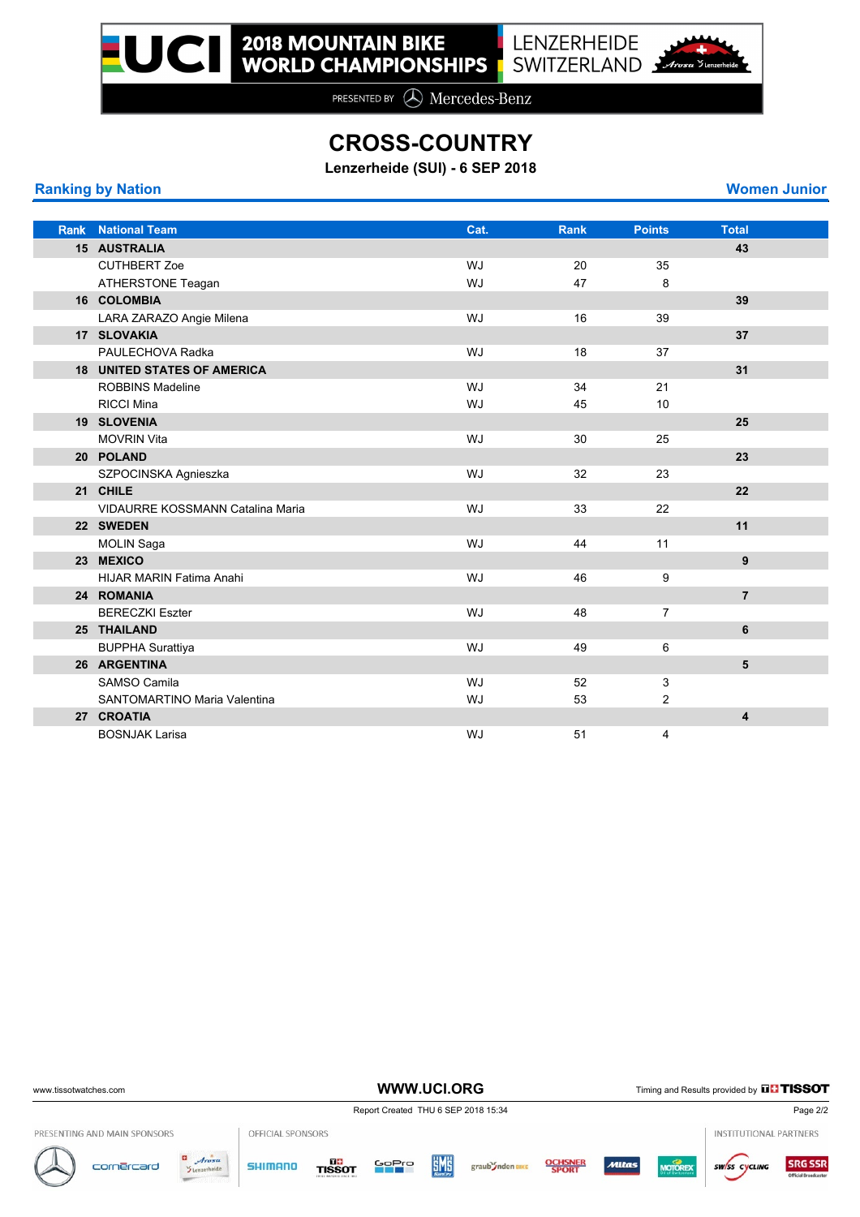2018 MOUNTAIN BIKE WORLD CHAMPIONSHIPS
LENZERHEIDE SWITZERLAND

PRESENTED BY Mercedes-Benz

# CROSS-COUNTRY

**Lenzerheide (SUI) - 6 SEP 2018**

**Ranking by Nation** — **Women Junior**

| Rank | National Team | Cat. | Rank | Points | Total |
|---|---|---|---|---|---|
| **15** | **AUSTRALIA** | | | | **43** |
| | CUTHBERT Zoe | WJ | 20 | 35 | |
| | ATHERSTONE Teagan | WJ | 47 | 8 | |
| **16** | **COLOMBIA** | | | | **39** |
| | LARA ZARAZO Angie Milena | WJ | 16 | 39 | |
| **17** | **SLOVAKIA** | | | | **37** |
| | PAULECHOVA Radka | WJ | 18 | 37 | |
| **18** | **UNITED STATES OF AMERICA** | | | | **31** |
| | ROBBINS Madeline | WJ | 34 | 21 | |
| | RICCI Mina | WJ | 45 | 10 | |
| **19** | **SLOVENIA** | | | | **25** |
| | MOVRIN Vita | WJ | 30 | 25 | |
| **20** | **POLAND** | | | | **23** |
| | SZPOCINSKA Agnieszka | WJ | 32 | 23 | |
| **21** | **CHILE** | | | | **22** |
| | VIDAURRE KOSSMANN Catalina Maria | WJ | 33 | 22 | |
| **22** | **SWEDEN** | | | | **11** |
| | MOLIN Saga | WJ | 44 | 11 | |
| **23** | **MEXICO** | | | | **9** |
| | HIJAR MARIN Fatima Anahi | WJ | 46 | 9 | |
| **24** | **ROMANIA** | | | | **7** |
| | BERECZKI Eszter | WJ | 48 | 7 | |
| **25** | **THAILAND** | | | | **6** |
| | BUPPHA Surattiya | WJ | 49 | 6 | |
| **26** | **ARGENTINA** | | | | **5** |
| | SAMSO Camila | WJ | 52 | 3 | |
| | SANTOMARTINO Maria Valentina | WJ | 53 | 2 | |
| **27** | **CROATIA** | | | | **4** |
| | BOSNJAK Larisa | WJ | 51 | 4 | |

www.tissotwatches.com — WWW.UCI.ORG — Timing and Results provided by TISSOT

Report Created THU 6 SEP 2018 15:34